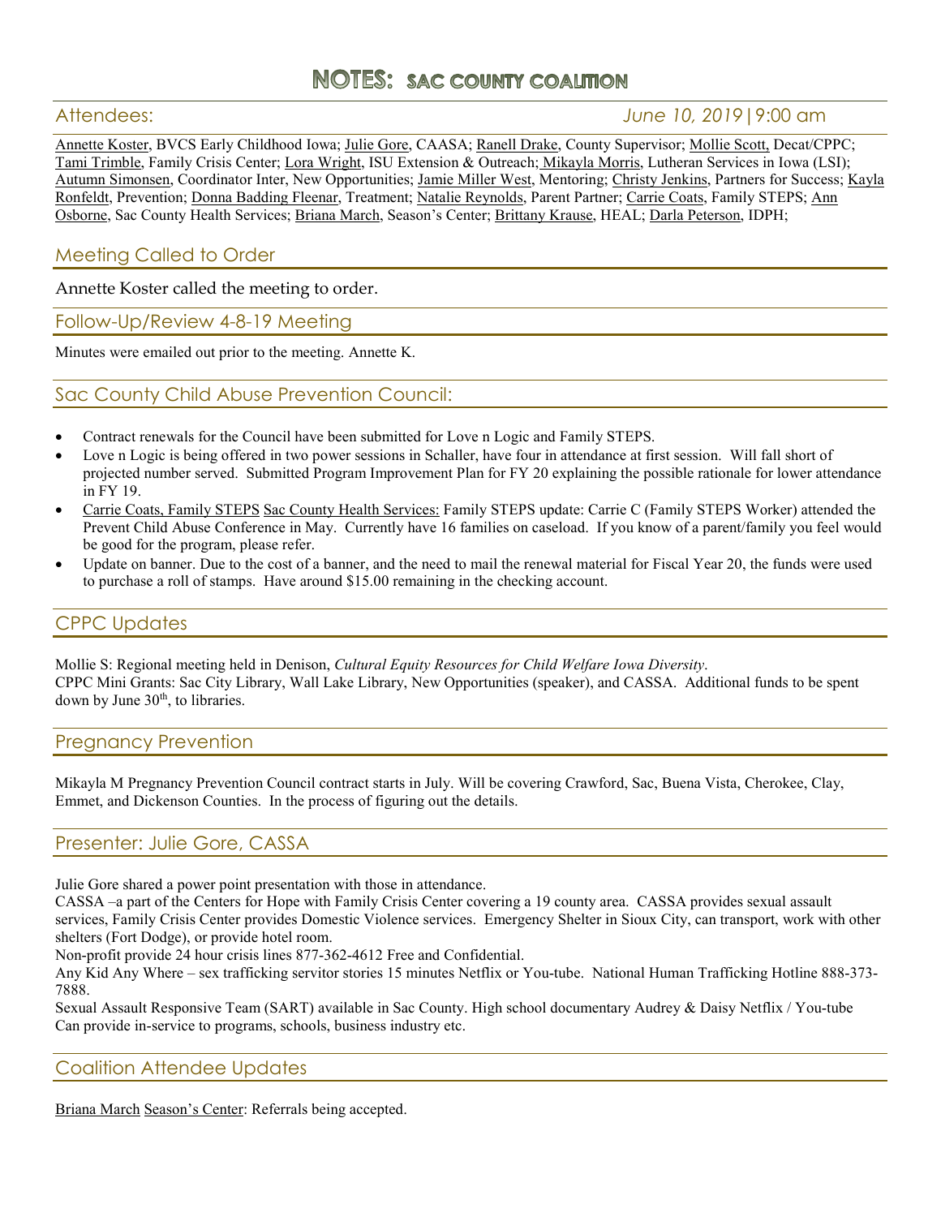# NOTES: SAC COUNTY COALITION

## Attendees: *June 10, 2019 | 9:00 am*

Annette Koster, BVCS Early Childhood Iowa; Julie Gore, CAASA; Ranell Drake, County Supervisor; Mollie Scott, Decat/CPPC; Tami Trimble, Family Crisis Center; Lora Wright, ISU Extension & Outreach; Mikayla Morris, Lutheran Services in Iowa (LSI); Autumn Simonsen, Coordinator Inter, New Opportunities; Jamie Miller West, Mentoring; Christy Jenkins, Partners for Success; Kayla Ronfeldt, Prevention; Donna Badding Fleenar, Treatment; Natalie Reynolds, Parent Partner; Carrie Coats, Family STEPS; Ann Osborne, Sac County Health Services; Briana March, Season's Center; Brittany Krause, HEAL; Darla Peterson, IDPH;

## Meeting Called to Order

Annette Koster called the meeting to order.

## Follow-Up/Review 4-8-19 Meeting

Minutes were emailed out prior to the meeting. Annette K.

## Sac County Child Abuse Prevention Council:

- Contract renewals for the Council have been submitted for Love n Logic and Family STEPS.
- Love n Logic is being offered in two power sessions in Schaller, have four in attendance at first session. Will fall short of projected number served. Submitted Program Improvement Plan for FY 20 explaining the possible rationale for lower attendance in FY 19.
- Carrie Coats, Family STEPS Sac County Health Services: Family STEPS update: Carrie C (Family STEPS Worker) attended the Prevent Child Abuse Conference in May. Currently have 16 families on caseload. If you know of a parent/family you feel would be good for the program, please refer.
- Update on banner. Due to the cost of a banner, and the need to mail the renewal material for Fiscal Year 20, the funds were used to purchase a roll of stamps. Have around $15.00 remaining in the checking account.

## CPPC Updates

Mollie S: Regional meeting held in Denison, *Cultural Equity Resources for Child Welfare Iowa Diversity*.
CPPC Mini Grants: Sac City Library, Wall Lake Library, New Opportunities (speaker), and CASSA. Additional funds to be spent down by June 30th, to libraries.

## Pregnancy Prevention

Mikayla M Pregnancy Prevention Council contract starts in July. Will be covering Crawford, Sac, Buena Vista, Cherokee, Clay, Emmet, and Dickenson Counties. In the process of figuring out the details.

## Presenter: Julie Gore, CASSA

Julie Gore shared a power point presentation with those in attendance.
CASSA –a part of the Centers for Hope with Family Crisis Center covering a 19 county area. CASSA provides sexual assault services, Family Crisis Center provides Domestic Violence services. Emergency Shelter in Sioux City, can transport, work with other shelters (Fort Dodge), or provide hotel room.
Non-profit provide 24 hour crisis lines 877-362-4612 Free and Confidential.
Any Kid Any Where – sex trafficking servitor stories 15 minutes Netflix or You-tube. National Human Trafficking Hotline 888-373-7888.
Sexual Assault Responsive Team (SART) available in Sac County. High school documentary Audrey & Daisy Netflix / You-tube
Can provide in-service to programs, schools, business industry etc.

## Coalition Attendee Updates

Briana March Season's Center: Referrals being accepted.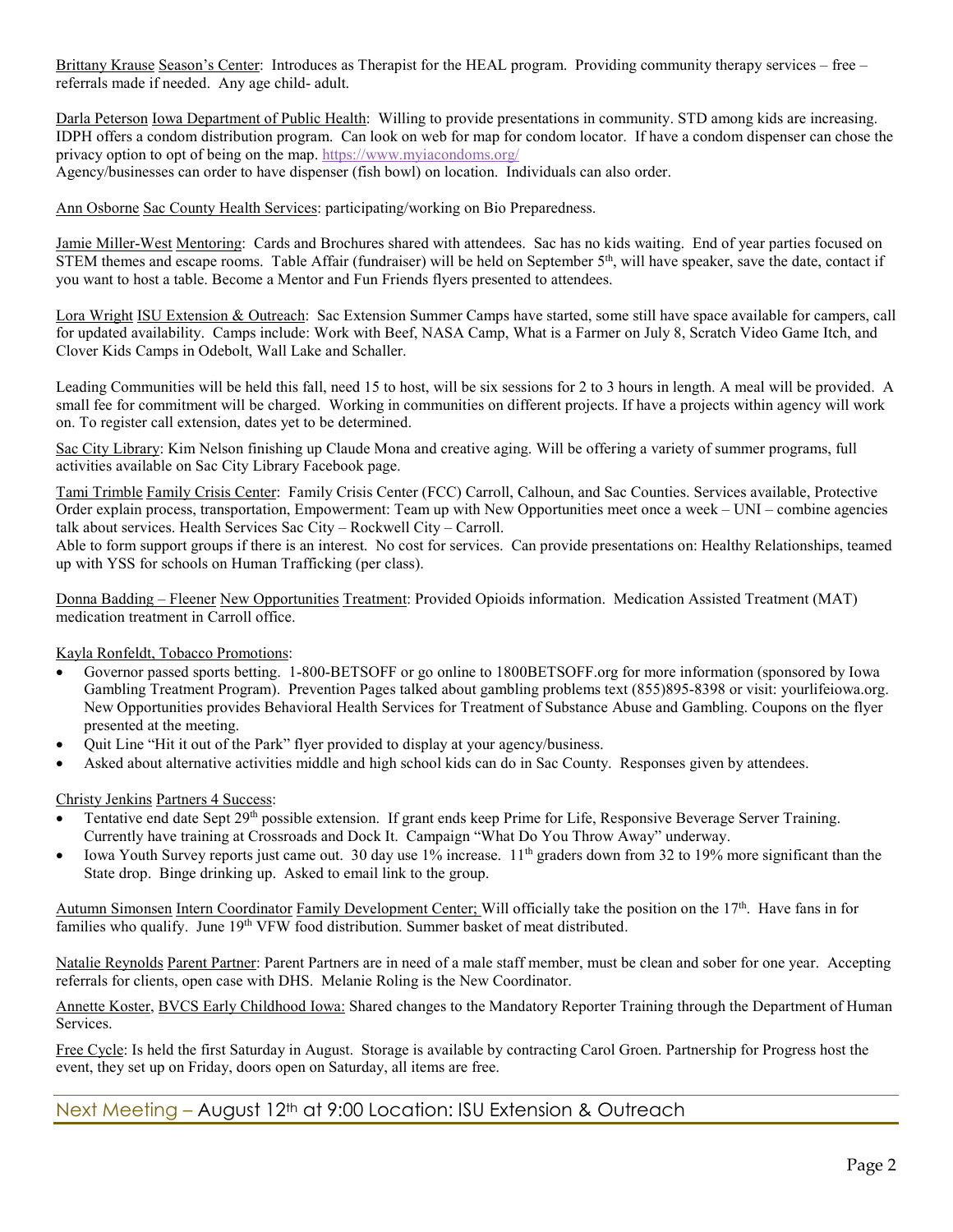Brittany Krause Season's Center: Introduces as Therapist for the HEAL program. Providing community therapy services – free – referrals made if needed. Any age child- adult.

Darla Peterson Iowa Department of Public Health: Willing to provide presentations in community. STD among kids are increasing. IDPH offers a condom distribution program. Can look on web for map for condom locator. If have a condom dispenser can chose the privacy option to opt of being on the map. https://www.myiacondoms.org/
Agency/businesses can order to have dispenser (fish bowl) on location. Individuals can also order.

Ann Osborne Sac County Health Services: participating/working on Bio Preparedness.

Jamie Miller-West Mentoring: Cards and Brochures shared with attendees. Sac has no kids waiting. End of year parties focused on STEM themes and escape rooms. Table Affair (fundraiser) will be held on September 5th, will have speaker, save the date, contact if you want to host a table. Become a Mentor and Fun Friends flyers presented to attendees.

Lora Wright ISU Extension & Outreach: Sac Extension Summer Camps have started, some still have space available for campers, call for updated availability. Camps include: Work with Beef, NASA Camp, What is a Farmer on July 8, Scratch Video Game Itch, and Clover Kids Camps in Odebolt, Wall Lake and Schaller.

Leading Communities will be held this fall, need 15 to host, will be six sessions for 2 to 3 hours in length. A meal will be provided. A small fee for commitment will be charged. Working in communities on different projects. If have a projects within agency will work on. To register call extension, dates yet to be determined.

Sac City Library: Kim Nelson finishing up Claude Mona and creative aging. Will be offering a variety of summer programs, full activities available on Sac City Library Facebook page.

Tami Trimble Family Crisis Center: Family Crisis Center (FCC) Carroll, Calhoun, and Sac Counties. Services available, Protective Order explain process, transportation, Empowerment: Team up with New Opportunities meet once a week – UNI – combine agencies talk about services. Health Services Sac City – Rockwell City – Carroll.
Able to form support groups if there is an interest. No cost for services. Can provide presentations on: Healthy Relationships, teamed up with YSS for schools on Human Trafficking (per class).

Donna Badding – Fleener New Opportunities Treatment: Provided Opioids information. Medication Assisted Treatment (MAT) medication treatment in Carroll office.

Kayla Ronfeldt, Tobacco Promotions:

- Governor passed sports betting. 1-800-BETSOFF or go online to 1800BETSOFF.org for more information (sponsored by Iowa Gambling Treatment Program). Prevention Pages talked about gambling problems text (855)895-8398 or visit: yourlifeiowa.org. New Opportunities provides Behavioral Health Services for Treatment of Substance Abuse and Gambling. Coupons on the flyer presented at the meeting.
- Quit Line "Hit it out of the Park" flyer provided to display at your agency/business.
- Asked about alternative activities middle and high school kids can do in Sac County. Responses given by attendees.

Christy Jenkins Partners 4 Success:

- Tentative end date Sept 29th possible extension. If grant ends keep Prime for Life, Responsive Beverage Server Training. Currently have training at Crossroads and Dock It. Campaign "What Do You Throw Away" underway.
- Iowa Youth Survey reports just came out. 30 day use 1% increase. 11th graders down from 32 to 19% more significant than the State drop. Binge drinking up. Asked to email link to the group.

Autumn Simonsen Intern Coordinator Family Development Center; Will officially take the position on the 17th. Have fans in for families who qualify. June 19th VFW food distribution. Summer basket of meat distributed.

Natalie Reynolds Parent Partner: Parent Partners are in need of a male staff member, must be clean and sober for one year. Accepting referrals for clients, open case with DHS. Melanie Roling is the New Coordinator.

Annette Koster, BVCS Early Childhood Iowa: Shared changes to the Mandatory Reporter Training through the Department of Human Services.

Free Cycle: Is held the first Saturday in August. Storage is available by contracting Carol Groen. Partnership for Progress host the event, they set up on Friday, doors open on Saturday, all items are free.

## Next Meeting – August 12th at 9:00 Location: ISU Extension & Outreach